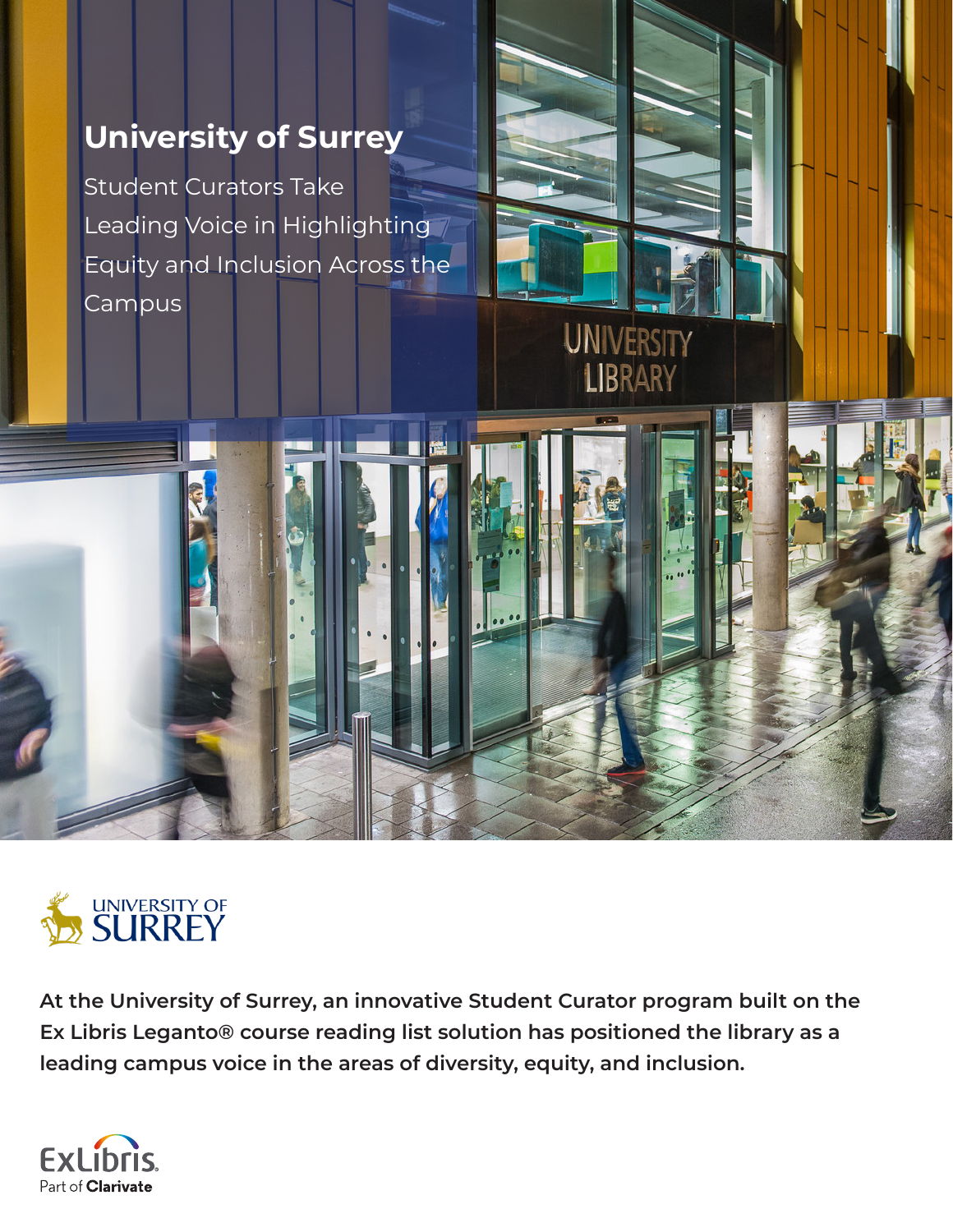# University of Surrey

## Student Curators Take Leading Voice in Highlighting Equity and Inclusion Across the Campus

**At the University of Surrey, an innovative Student Curator program built on the Ex Libris Leganto® course reading list solution has positioned the library as a leading campus voice in the areas of diversity, equity, and inclusion.**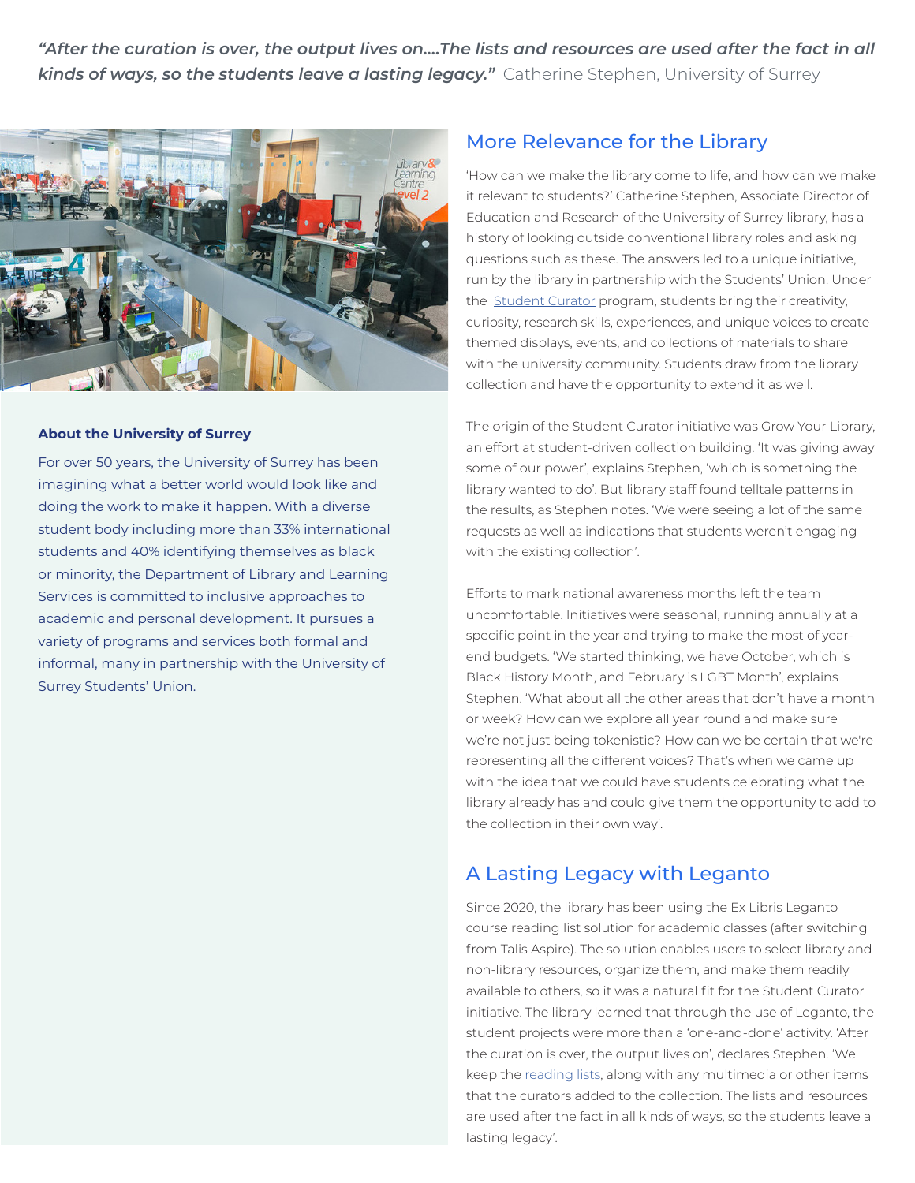*"After the curation is over, the output lives on....The lists and resources are used after the fact in all kinds of ways, so the students leave a lasting legacy."* Catherine Stephen, University of Surrey

**About the University of Surrey**

For over 50 years, the University of Surrey has been imagining what a better world would look like and doing the work to make it happen. With a diverse student body including more than 33% international students and 40% identifying themselves as black or minority, the Department of Library and Learning Services is committed to inclusive approaches to academic and personal development. It pursues a variety of programs and services both formal and informal, many in partnership with the University of Surrey Students' Union.

## More Relevance for the Library

'How can we make the library come to life, and how can we make it relevant to students?' Catherine Stephen, Associate Director of Education and Research of the University of Surrey library, has a history of looking outside conventional library roles and asking questions such as these. The answers led to a unique initiative, run by the library in partnership with the Students' Union. Under the Student Curator program, students bring their creativity, curiosity, research skills, experiences, and unique voices to create themed displays, events, and collections of materials to share with the university community. Students draw from the library collection and have the opportunity to extend it as well.

The origin of the Student Curator initiative was Grow Your Library, an effort at student-driven collection building. 'It was giving away some of our power', explains Stephen, 'which is something the library wanted to do'. But library staff found telltale patterns in the results, as Stephen notes. 'We were seeing a lot of the same requests as well as indications that students weren't engaging with the existing collection'.

Efforts to mark national awareness months left the team uncomfortable. Initiatives were seasonal, running annually at a specific point in the year and trying to make the most of year-end budgets. 'We started thinking, we have October, which is Black History Month, and February is LGBT Month', explains Stephen. 'What about all the other areas that don't have a month or week? How can we explore all year round and make sure we're not just being tokenistic? How can we be certain that we're representing all the different voices? That's when we came up with the idea that we could have students celebrating what the library already has and could give them the opportunity to add to the collection in their own way'.

## A Lasting Legacy with Leganto

Since 2020, the library has been using the Ex Libris Leganto course reading list solution for academic classes (after switching from Talis Aspire). The solution enables users to select library and non-library resources, organize them, and make them readily available to others, so it was a natural fit for the Student Curator initiative. The library learned that through the use of Leganto, the student projects were more than a 'one-and-done' activity. 'After the curation is over, the output lives on', declares Stephen. 'We keep the reading lists, along with any multimedia or other items that the curators added to the collection. The lists and resources are used after the fact in all kinds of ways, so the students leave a lasting legacy'.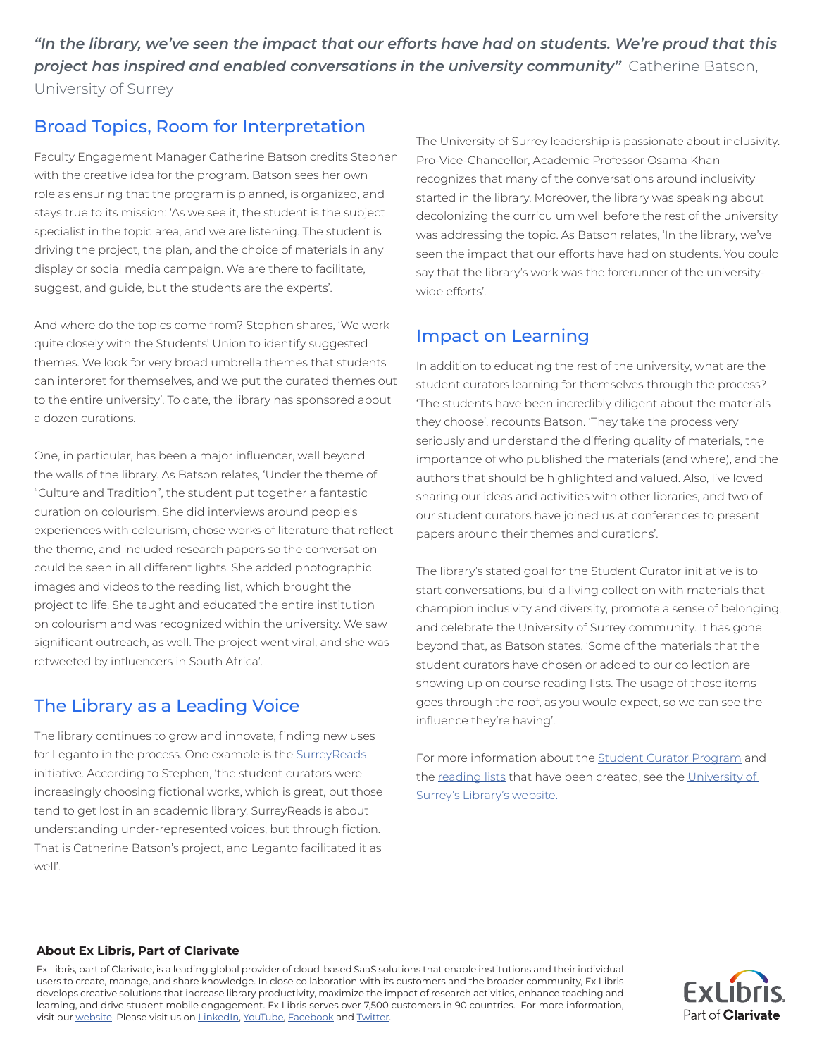***"In the library, we've seen the impact that our efforts have had on students. We're proud that this project has inspired and enabled conversations in the university community"*** Catherine Batson, University of Surrey

## Broad Topics, Room for Interpretation

Faculty Engagement Manager Catherine Batson credits Stephen with the creative idea for the program. Batson sees her own role as ensuring that the program is planned, is organized, and stays true to its mission: 'As we see it, the student is the subject specialist in the topic area, and we are listening. The student is driving the project, the plan, and the choice of materials in any display or social media campaign. We are there to facilitate, suggest, and guide, but the students are the experts'.

And where do the topics come from? Stephen shares, 'We work quite closely with the Students' Union to identify suggested themes. We look for very broad umbrella themes that students can interpret for themselves, and we put the curated themes out to the entire university'. To date, the library has sponsored about a dozen curations.

One, in particular, has been a major influencer, well beyond the walls of the library. As Batson relates, 'Under the theme of "Culture and Tradition", the student put together a fantastic curation on colourism. She did interviews around people's experiences with colourism, chose works of literature that reflect the theme, and included research papers so the conversation could be seen in all different lights. She added photographic images and videos to the reading list, which brought the project to life. She taught and educated the entire institution on colourism and was recognized within the university. We saw significant outreach, as well. The project went viral, and she was retweeted by influencers in South Africa'.

## The Library as a Leading Voice

The library continues to grow and innovate, finding new uses for Leganto in the process. One example is the [SurreyReads](#) initiative. According to Stephen, 'the student curators were increasingly choosing fictional works, which is great, but those tend to get lost in an academic library. SurreyReads is about understanding under-represented voices, but through fiction. That is Catherine Batson's project, and Leganto facilitated it as well'.

The University of Surrey leadership is passionate about inclusivity. Pro-Vice-Chancellor, Academic Professor Osama Khan recognizes that many of the conversations around inclusivity started in the library. Moreover, the library was speaking about decolonizing the curriculum well before the rest of the university was addressing the topic. As Batson relates, 'In the library, we've seen the impact that our efforts have had on students. You could say that the library's work was the forerunner of the university-wide efforts'.

## Impact on Learning

In addition to educating the rest of the university, what are the student curators learning for themselves through the process? 'The students have been incredibly diligent about the materials they choose', recounts Batson. 'They take the process very seriously and understand the differing quality of materials, the importance of who published the materials (and where), and the authors that should be highlighted and valued. Also, I've loved sharing our ideas and activities with other libraries, and two of our student curators have joined us at conferences to present papers around their themes and curations'.

The library's stated goal for the Student Curator initiative is to start conversations, build a living collection with materials that champion inclusivity and diversity, promote a sense of belonging, and celebrate the University of Surrey community. It has gone beyond that, as Batson states. 'Some of the materials that the student curators have chosen or added to our collection are showing up on course reading lists. The usage of those items goes through the roof, as you would expect, so we can see the influence they're having'.

For more information about the [Student Curator Program](#) and the [reading lists](#) that have been created, see the [University of Surrey's Library's website.](#)

**About Ex Libris, Part of Clarivate**

Ex Libris, part of Clarivate, is a leading global provider of cloud-based SaaS solutions that enable institutions and their individual users to create, manage, and share knowledge. In close collaboration with its customers and the broader community, Ex Libris develops creative solutions that increase library productivity, maximize the impact of research activities, enhance teaching and learning, and drive student mobile engagement. Ex Libris serves over 7,500 customers in 90 countries. For more information, visit our [website](#). Please visit us on [LinkedIn](#), [YouTube](#), [Facebook](#) and [Twitter](#).

ExLibris
Part of **Clarivate**